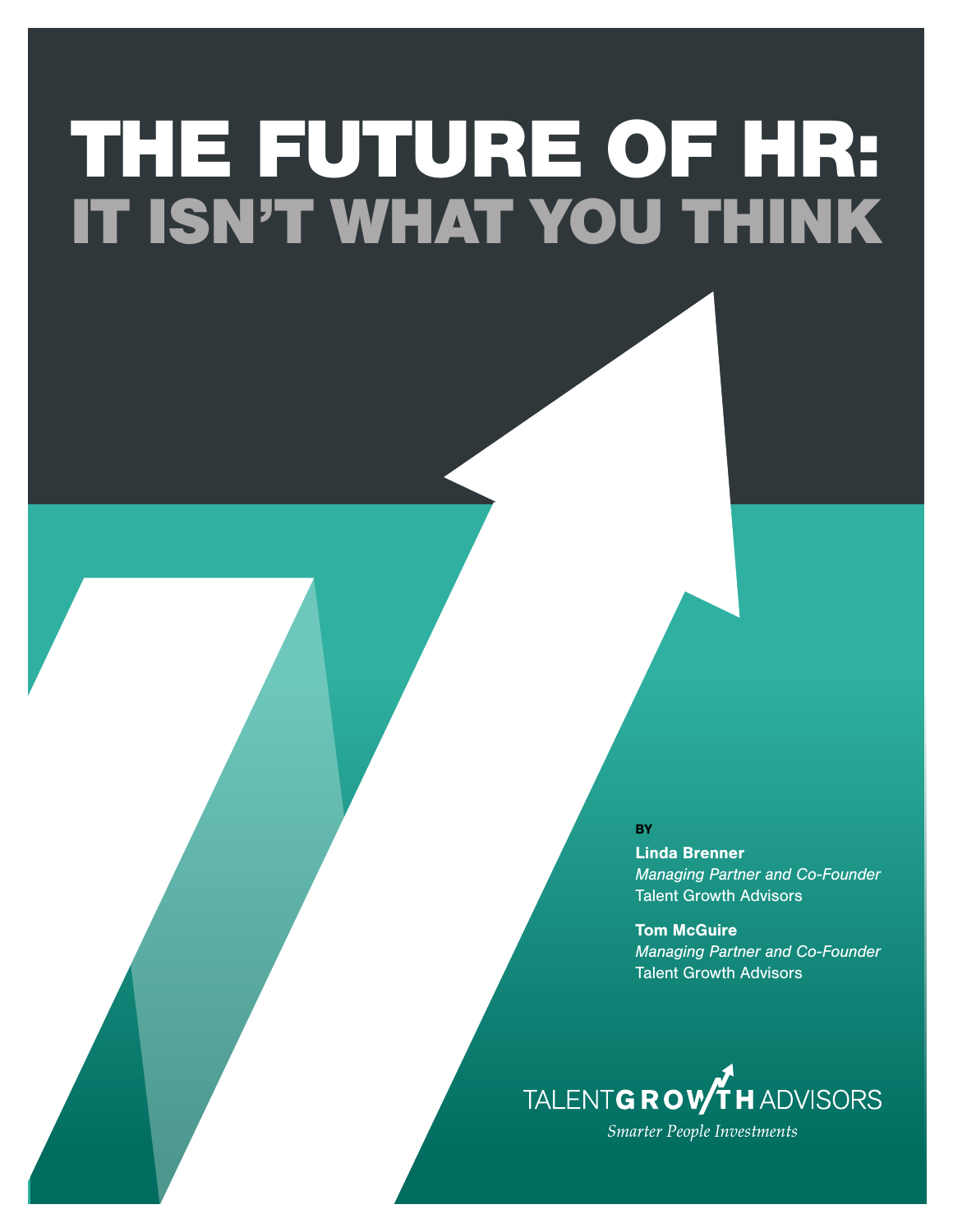# THE FUTURE OF HR: IT ISN'T WHAT YOU THINK

BY

**Linda Brenner**
*Managing Partner and Co-Founder*
Talent Growth Advisors

**Tom McGuire**
*Managing Partner and Co-Founder*
Talent Growth Advisors

TALENT**GROWTH**ADVISORS
*Smarter People Investments*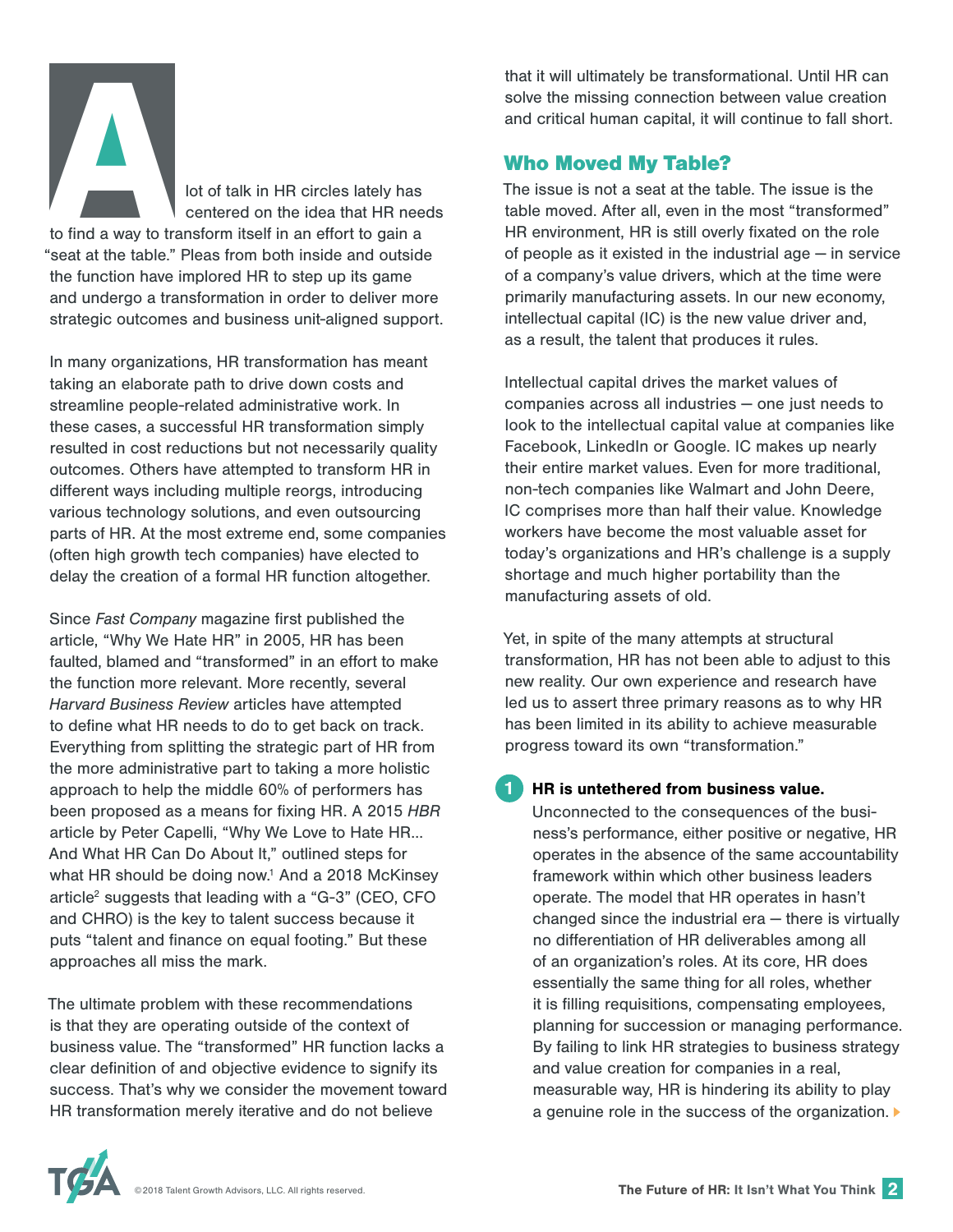A lot of talk in HR circles lately has centered on the idea that HR needs to find a way to transform itself in an effort to gain a "seat at the table." Pleas from both inside and outside the function have implored HR to step up its game and undergo a transformation in order to deliver more strategic outcomes and business unit-aligned support.

In many organizations, HR transformation has meant taking an elaborate path to drive down costs and streamline people-related administrative work. In these cases, a successful HR transformation simply resulted in cost reductions but not necessarily quality outcomes. Others have attempted to transform HR in different ways including multiple reorgs, introducing various technology solutions, and even outsourcing parts of HR. At the most extreme end, some companies (often high growth tech companies) have elected to delay the creation of a formal HR function altogether.

Since *Fast Company* magazine first published the article, "Why We Hate HR" in 2005, HR has been faulted, blamed and "transformed" in an effort to make the function more relevant. More recently, several *Harvard Business Review* articles have attempted to define what HR needs to do to get back on track. Everything from splitting the strategic part of HR from the more administrative part to taking a more holistic approach to help the middle 60% of performers has been proposed as a means for fixing HR. A 2015 *HBR* article by Peter Capelli, "Why We Love to Hate HR… And What HR Can Do About It," outlined steps for what HR should be doing now.[1] And a 2018 McKinsey article[2] suggests that leading with a "G-3" (CEO, CFO and CHRO) is the key to talent success because it puts "talent and finance on equal footing." But these approaches all miss the mark.

The ultimate problem with these recommendations is that they are operating outside of the context of business value. The "transformed" HR function lacks a clear definition of and objective evidence to signify its success. That's why we consider the movement toward HR transformation merely iterative and do not believe that it will ultimately be transformational. Until HR can solve the missing connection between value creation and critical human capital, it will continue to fall short.

## Who Moved My Table?

The issue is not a seat at the table. The issue is the table moved. After all, even in the most "transformed" HR environment, HR is still overly fixated on the role of people as it existed in the industrial age — in service of a company's value drivers, which at the time were primarily manufacturing assets. In our new economy, intellectual capital (IC) is the new value driver and, as a result, the talent that produces it rules.

Intellectual capital drives the market values of companies across all industries — one just needs to look to the intellectual capital value at companies like Facebook, LinkedIn or Google. IC makes up nearly their entire market values. Even for more traditional, non-tech companies like Walmart and John Deere, IC comprises more than half their value. Knowledge workers have become the most valuable asset for today's organizations and HR's challenge is a supply shortage and much higher portability than the manufacturing assets of old.

Yet, in spite of the many attempts at structural transformation, HR has not been able to adjust to this new reality. Our own experience and research have led us to assert three primary reasons as to why HR has been limited in its ability to achieve measurable progress toward its own "transformation."

1. **HR is untethered from business value.**
   Unconnected to the consequences of the business's performance, either positive or negative, HR operates in the absence of the same accountability framework within which other business leaders operate. The model that HR operates in hasn't changed since the industrial era — there is virtually no differentiation of HR deliverables among all of an organization's roles. At its core, HR does essentially the same thing for all roles, whether it is filling requisitions, compensating employees, planning for succession or managing performance. By failing to link HR strategies to business strategy and value creation for companies in a real, measurable way, HR is hindering its ability to play a genuine role in the success of the organization.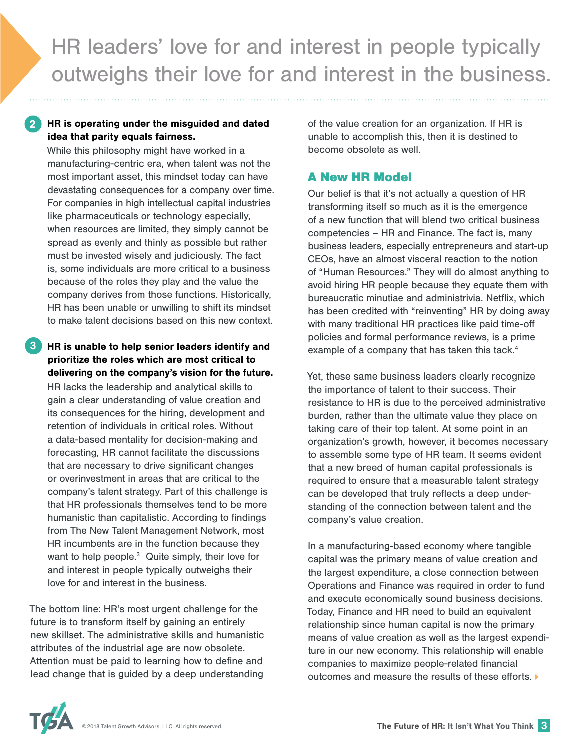# HR leaders' love for and interest in people typically outweighs their love for and interest in the business.

2. **HR is operating under the misguided and dated idea that parity equals fairness.**
   While this philosophy might have worked in a manufacturing-centric era, when talent was not the most important asset, this mindset today can have devastating consequences for a company over time. For companies in high intellectual capital industries like pharmaceuticals or technology especially, when resources are limited, they simply cannot be spread as evenly and thinly as possible but rather must be invested wisely and judiciously. The fact is, some individuals are more critical to a business because of the roles they play and the value the company derives from those functions. Historically, HR has been unable or unwilling to shift its mindset to make talent decisions based on this new context.

3. **HR is unable to help senior leaders identify and prioritize the roles which are most critical to delivering on the company's vision for the future.**
   HR lacks the leadership and analytical skills to gain a clear understanding of value creation and its consequences for the hiring, development and retention of individuals in critical roles. Without a data-based mentality for decision-making and forecasting, HR cannot facilitate the discussions that are necessary to drive significant changes or overinvestment in areas that are critical to the company's talent strategy. Part of this challenge is that HR professionals themselves tend to be more humanistic than capitalistic. According to findings from The New Talent Management Network, most HR incumbents are in the function because they want to help people.[3] Quite simply, their love for and interest in people typically outweighs their love for and interest in the business.

The bottom line: HR's most urgent challenge for the future is to transform itself by gaining an entirely new skillset. The administrative skills and humanistic attributes of the industrial age are now obsolete. Attention must be paid to learning how to define and lead change that is guided by a deep understanding of the value creation for an organization. If HR is unable to accomplish this, then it is destined to become obsolete as well.

## A New HR Model

Our belief is that it's not actually a question of HR transforming itself so much as it is the emergence of a new function that will blend two critical business competencies – HR and Finance. The fact is, many business leaders, especially entrepreneurs and start-up CEOs, have an almost visceral reaction to the notion of "Human Resources." They will do almost anything to avoid hiring HR people because they equate them with bureaucratic minutiae and administrivia. Netflix, which has been credited with "reinventing" HR by doing away with many traditional HR practices like paid time-off policies and formal performance reviews, is a prime example of a company that has taken this tack.[4]

Yet, these same business leaders clearly recognize the importance of talent to their success. Their resistance to HR is due to the perceived administrative burden, rather than the ultimate value they place on taking care of their top talent. At some point in an organization's growth, however, it becomes necessary to assemble some type of HR team. It seems evident that a new breed of human capital professionals is required to ensure that a measurable talent strategy can be developed that truly reflects a deep understanding of the connection between talent and the company's value creation.

In a manufacturing-based economy where tangible capital was the primary means of value creation and the largest expenditure, a close connection between Operations and Finance was required in order to fund and execute economically sound business decisions. Today, Finance and HR need to build an equivalent relationship since human capital is now the primary means of value creation as well as the largest expenditure in our new economy. This relationship will enable companies to maximize people-related financial outcomes and measure the results of these efforts.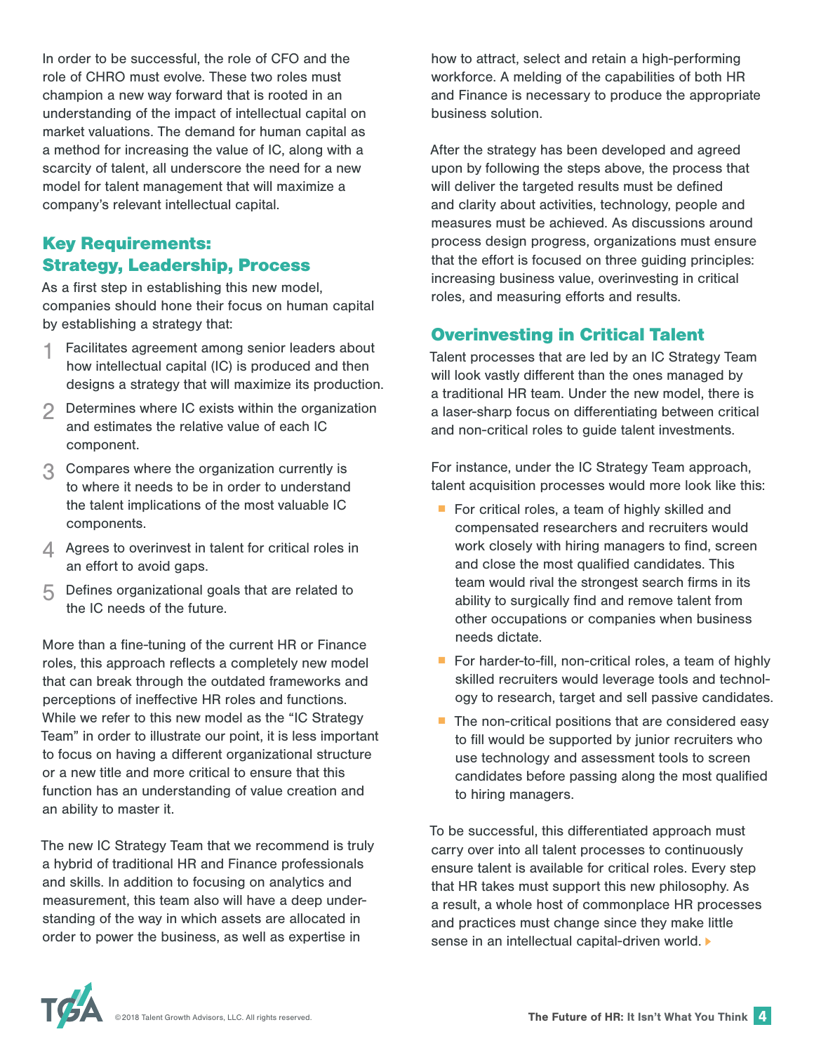In order to be successful, the role of CFO and the role of CHRO must evolve. These two roles must champion a new way forward that is rooted in an understanding of the impact of intellectual capital on market valuations. The demand for human capital as a method for increasing the value of IC, along with a scarcity of talent, all underscore the need for a new model for talent management that will maximize a company's relevant intellectual capital.

## Key Requirements: Strategy, Leadership, Process

As a first step in establishing this new model, companies should hone their focus on human capital by establishing a strategy that:

1. Facilitates agreement among senior leaders about how intellectual capital (IC) is produced and then designs a strategy that will maximize its production.
2. Determines where IC exists within the organization and estimates the relative value of each IC component.
3. Compares where the organization currently is to where it needs to be in order to understand the talent implications of the most valuable IC components.
4. Agrees to overinvest in talent for critical roles in an effort to avoid gaps.
5. Defines organizational goals that are related to the IC needs of the future.

More than a fine-tuning of the current HR or Finance roles, this approach reflects a completely new model that can break through the outdated frameworks and perceptions of ineffective HR roles and functions. While we refer to this new model as the "IC Strategy Team" in order to illustrate our point, it is less important to focus on having a different organizational structure or a new title and more critical to ensure that this function has an understanding of value creation and an ability to master it.

The new IC Strategy Team that we recommend is truly a hybrid of traditional HR and Finance professionals and skills. In addition to focusing on analytics and measurement, this team also will have a deep understanding of the way in which assets are allocated in order to power the business, as well as expertise in how to attract, select and retain a high-performing workforce. A melding of the capabilities of both HR and Finance is necessary to produce the appropriate business solution.

After the strategy has been developed and agreed upon by following the steps above, the process that will deliver the targeted results must be defined and clarity about activities, technology, people and measures must be achieved. As discussions around process design progress, organizations must ensure that the effort is focused on three guiding principles: increasing business value, overinvesting in critical roles, and measuring efforts and results.

## Overinvesting in Critical Talent

Talent processes that are led by an IC Strategy Team will look vastly different than the ones managed by a traditional HR team. Under the new model, there is a laser-sharp focus on differentiating between critical and non-critical roles to guide talent investments.

For instance, under the IC Strategy Team approach, talent acquisition processes would more look like this:

- For critical roles, a team of highly skilled and compensated researchers and recruiters would work closely with hiring managers to find, screen and close the most qualified candidates. This team would rival the strongest search firms in its ability to surgically find and remove talent from other occupations or companies when business needs dictate.
- For harder-to-fill, non-critical roles, a team of highly skilled recruiters would leverage tools and technology to research, target and sell passive candidates.
- The non-critical positions that are considered easy to fill would be supported by junior recruiters who use technology and assessment tools to screen candidates before passing along the most qualified to hiring managers.

To be successful, this differentiated approach must carry over into all talent processes to continuously ensure talent is available for critical roles. Every step that HR takes must support this new philosophy. As a result, a whole host of commonplace HR processes and practices must change since they make little sense in an intellectual capital-driven world.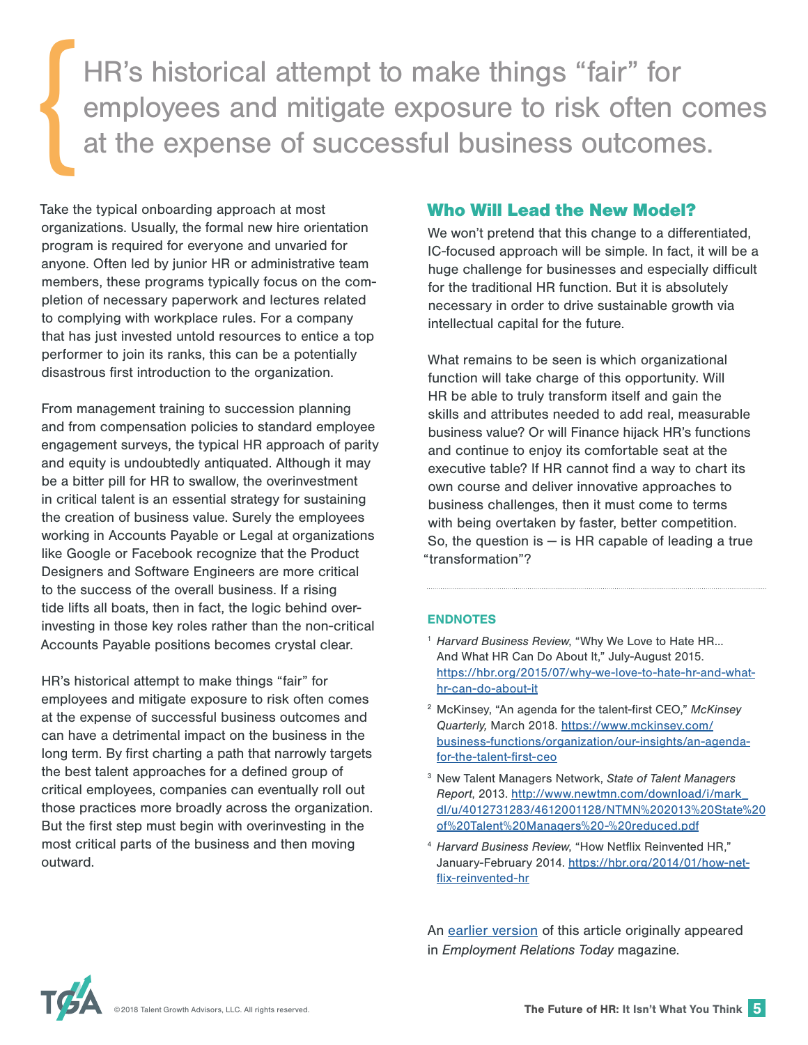> HR's historical attempt to make things "fair" for employees and mitigate exposure to risk often comes at the expense of successful business outcomes.

Take the typical onboarding approach at most organizations. Usually, the formal new hire orientation program is required for everyone and unvaried for anyone. Often led by junior HR or administrative team members, these programs typically focus on the completion of necessary paperwork and lectures related to complying with workplace rules. For a company that has just invested untold resources to entice a top performer to join its ranks, this can be a potentially disastrous first introduction to the organization.

From management training to succession planning and from compensation policies to standard employee engagement surveys, the typical HR approach of parity and equity is undoubtedly antiquated. Although it may be a bitter pill for HR to swallow, the overinvestment in critical talent is an essential strategy for sustaining the creation of business value. Surely the employees working in Accounts Payable or Legal at organizations like Google or Facebook recognize that the Product Designers and Software Engineers are more critical to the success of the overall business. If a rising tide lifts all boats, then in fact, the logic behind overinvesting in those key roles rather than the non-critical Accounts Payable positions becomes crystal clear.

HR's historical attempt to make things "fair" for employees and mitigate exposure to risk often comes at the expense of successful business outcomes and can have a detrimental impact on the business in the long term. By first charting a path that narrowly targets the best talent approaches for a defined group of critical employees, companies can eventually roll out those practices more broadly across the organization. But the first step must begin with overinvesting in the most critical parts of the business and then moving outward.

## Who Will Lead the New Model?

We won't pretend that this change to a differentiated, IC-focused approach will be simple. In fact, it will be a huge challenge for businesses and especially difficult for the traditional HR function. But it is absolutely necessary in order to drive sustainable growth via intellectual capital for the future.

What remains to be seen is which organizational function will take charge of this opportunity. Will HR be able to truly transform itself and gain the skills and attributes needed to add real, measurable business value? Or will Finance hijack HR's functions and continue to enjoy its comfortable seat at the executive table? If HR cannot find a way to chart its own course and deliver innovative approaches to business challenges, then it must come to terms with being overtaken by faster, better competition. So, the question is — is HR capable of leading a true "transformation"?

---

### ENDNOTES

1. *Harvard Business Review*, "Why We Love to Hate HR... And What HR Can Do About It," July-August 2015. https://hbr.org/2015/07/why-we-love-to-hate-hr-and-what-hr-can-do-about-it
2. McKinsey, "An agenda for the talent-first CEO," *McKinsey Quarterly,* March 2018. https://www.mckinsey.com/business-functions/organization/our-insights/an-agenda-for-the-talent-first-ceo
3. New Talent Managers Network, *State of Talent Managers Report,* 2013. http://www.newtmn.com/download/i/mark_dl/u/4012731283/4612001128/NTMN%202013%20State%20of%20Talent%20Managers%20-%20reduced.pdf
4. *Harvard Business Review*, "How Netflix Reinvented HR," January-February 2014. https://hbr.org/2014/01/how-netflix-reinvented-hr

An earlier version of this article originally appeared in *Employment Relations Today* magazine.

©2018 Talent Growth Advisors, LLC. All rights reserved.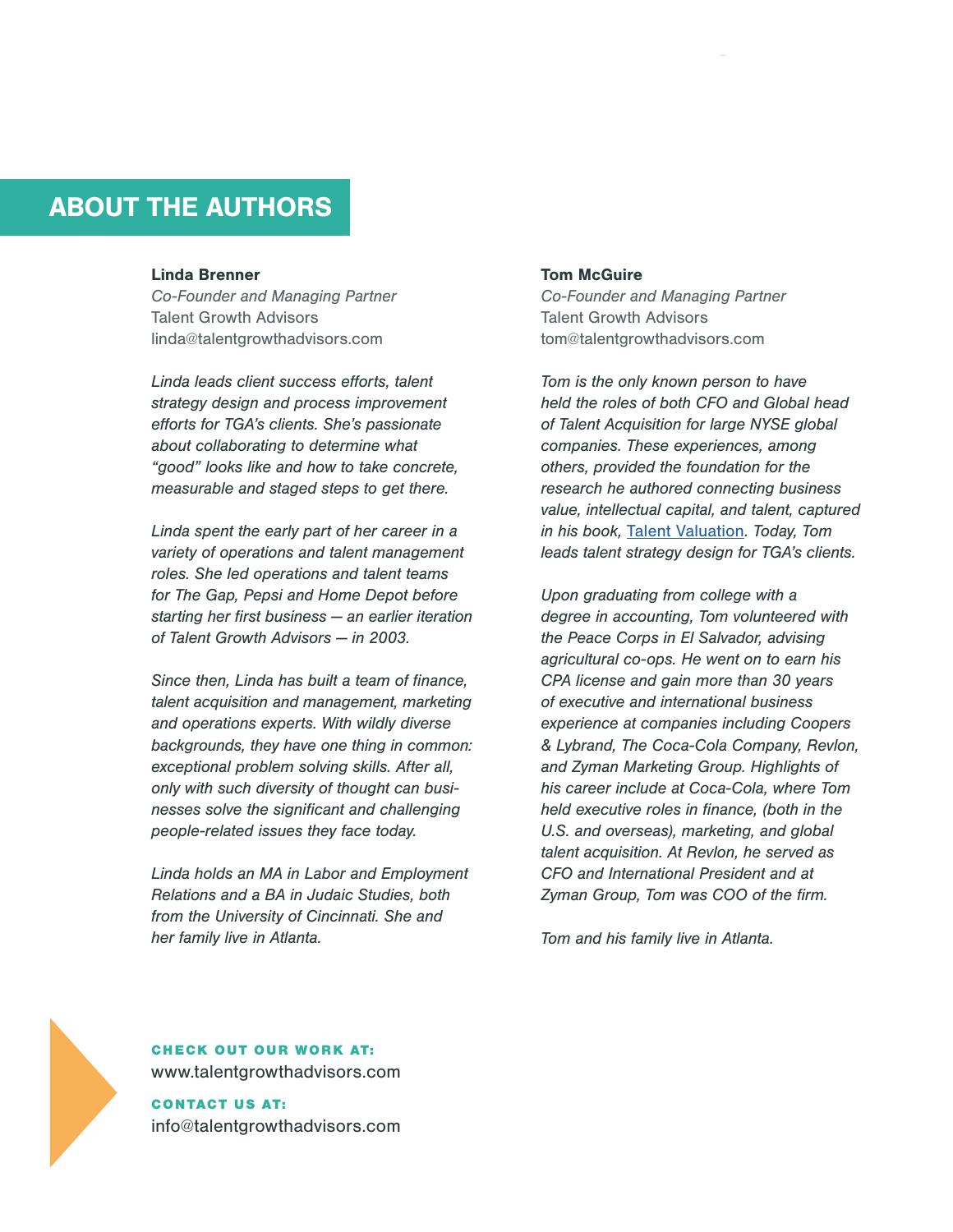## ABOUT THE AUTHORS

**Linda Brenner**
*Co-Founder and Managing Partner*
Talent Growth Advisors
linda@talentgrowthadvisors.com

*Linda leads client success efforts, talent strategy design and process improvement efforts for TGA's clients. She's passionate about collaborating to determine what "good" looks like and how to take concrete, measurable and staged steps to get there.*

*Linda spent the early part of her career in a variety of operations and talent management roles. She led operations and talent teams for The Gap, Pepsi and Home Depot before starting her first business — an earlier iteration of Talent Growth Advisors — in 2003.*

*Since then, Linda has built a team of finance, talent acquisition and management, marketing and operations experts. With wildly diverse backgrounds, they have one thing in common: exceptional problem solving skills. After all, only with such diversity of thought can businesses solve the significant and challenging people-related issues they face today.*

*Linda holds an MA in Labor and Employment Relations and a BA in Judaic Studies, both from the University of Cincinnati. She and her family live in Atlanta.*

**Tom McGuire**
*Co-Founder and Managing Partner*
Talent Growth Advisors
tom@talentgrowthadvisors.com

*Tom is the only known person to have held the roles of both CFO and Global head of Talent Acquisition for large NYSE global companies. These experiences, among others, provided the foundation for the research he authored connecting business value, intellectual capital, and talent, captured in his book, Talent Valuation. Today, Tom leads talent strategy design for TGA's clients.*

*Upon graduating from college with a degree in accounting, Tom volunteered with the Peace Corps in El Salvador, advising agricultural co-ops. He went on to earn his CPA license and gain more than 30 years of executive and international business experience at companies including Coopers & Lybrand, The Coca-Cola Company, Revlon, and Zyman Marketing Group. Highlights of his career include at Coca-Cola, where Tom held executive roles in finance, (both in the U.S. and overseas), marketing, and global talent acquisition. At Revlon, he served as CFO and International President and at Zyman Group, Tom was COO of the firm.*

*Tom and his family live in Atlanta.*

**CHECK OUT OUR WORK AT:**
www.talentgrowthadvisors.com

**CONTACT US AT:**
info@talentgrowthadvisors.com